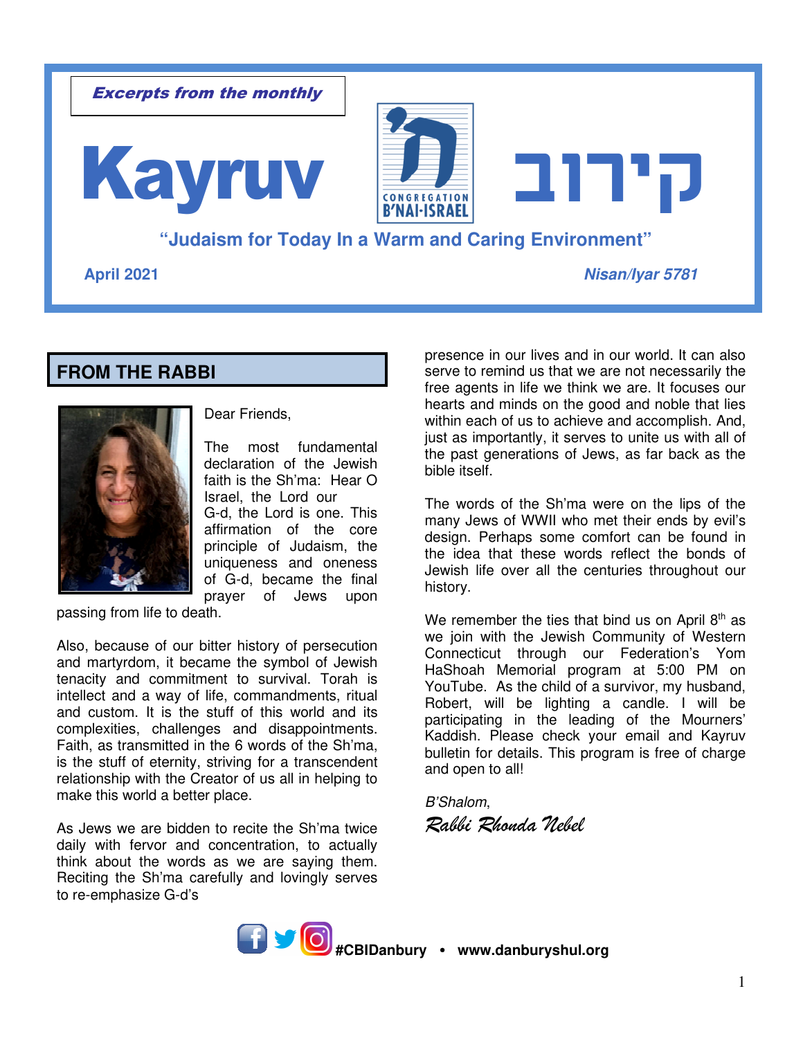*Excerpts from the monthly*

# Kayruv קירוב

CONGREGATION B'NAI-ISRAEL

**"Judaism for Today In a Warm and Caring Environment"**

**April 2021** — ***Nisan/Iyar 5781***

## FROM THE RABBI

Dear Friends,

The most fundamental declaration of the Jewish faith is the Sh'ma: Hear O Israel, the Lord our G-d, the Lord is one. This affirmation of the core principle of Judaism, the uniqueness and oneness of G-d, became the final prayer of Jews upon passing from life to death.

Also, because of our bitter history of persecution and martyrdom, it became the symbol of Jewish tenacity and commitment to survival. Torah is intellect and a way of life, commandments, ritual and custom. It is the stuff of this world and its complexities, challenges and disappointments. Faith, as transmitted in the 6 words of the Sh'ma, is the stuff of eternity, striving for a transcendent relationship with the Creator of us all in helping to make this world a better place.

As Jews we are bidden to recite the Sh'ma twice daily with fervor and concentration, to actually think about the words as we are saying them. Reciting the Sh'ma carefully and lovingly serves to re-emphasize G-d's presence in our lives and in our world. It can also serve to remind us that we are not necessarily the free agents in life we think we are. It focuses our hearts and minds on the good and noble that lies within each of us to achieve and accomplish. And, just as importantly, it serves to unite us with all of the past generations of Jews, as far back as the bible itself.

The words of the Sh'ma were on the lips of the many Jews of WWII who met their ends by evil's design. Perhaps some comfort can be found in the idea that these words reflect the bonds of Jewish life over all the centuries throughout our history.

We remember the ties that bind us on April 8th as we join with the Jewish Community of Western Connecticut through our Federation's Yom HaShoah Memorial program at 5:00 PM on YouTube. As the child of a survivor, my husband, Robert, will be lighting a candle. I will be participating in the leading of the Mourners' Kaddish. Please check your email and Kayruv bulletin for details. This program is free of charge and open to all!

*B'Shalom,*

*Rabbi Rhonda Nebel*

**#CBIDanbury • www.danburyshul.org**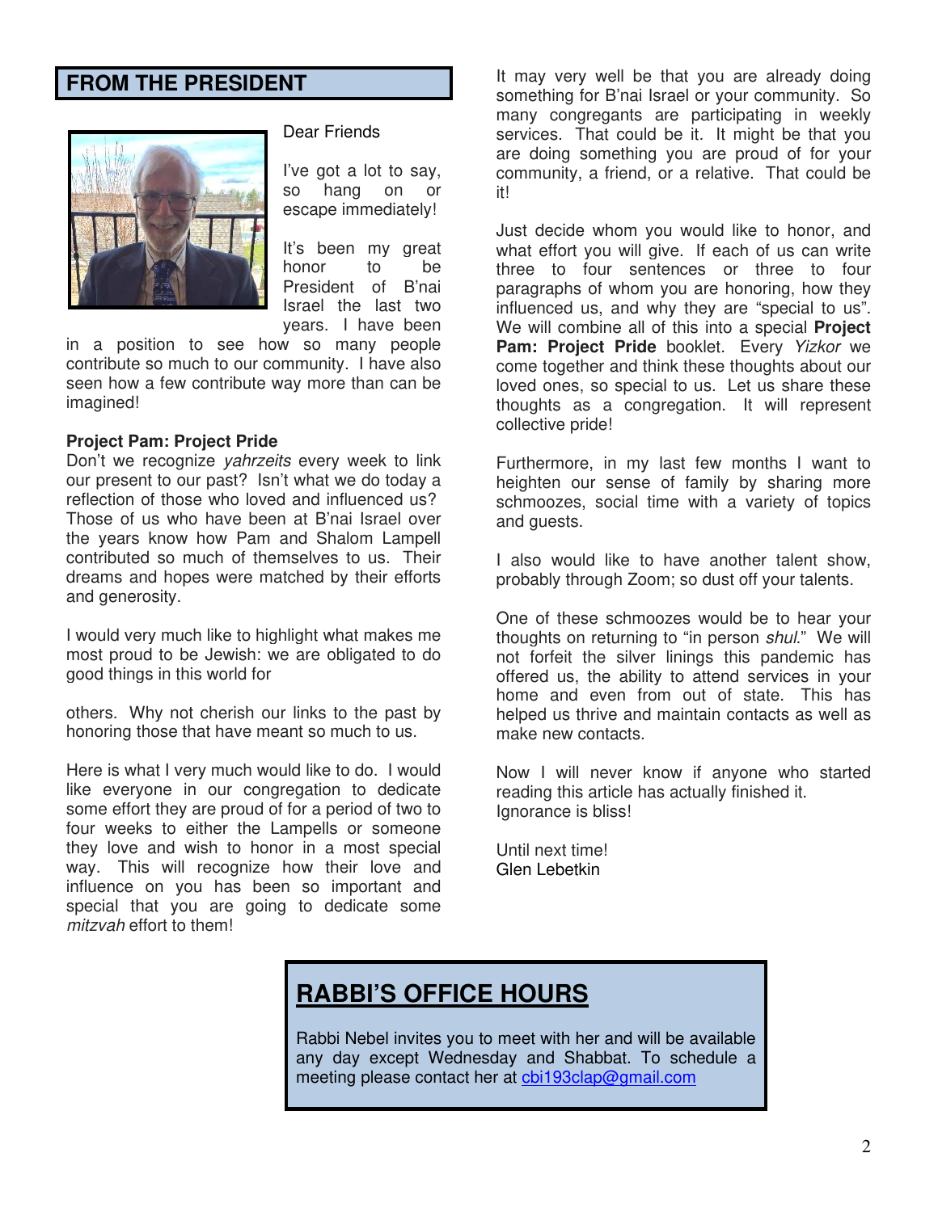## FROM THE PRESIDENT

Dear Friends

I've got a lot to say, so hang on or escape immediately!

It's been my great honor to be President of B'nai Israel the last two years. I have been in a position to see how so many people contribute so much to our community. I have also seen how a few contribute way more than can be imagined!

**Project Pam: Project Pride**

Don't we recognize *yahrzeits* every week to link our present to our past? Isn't what we do today a reflection of those who loved and influenced us? Those of us who have been at B'nai Israel over the years know how Pam and Shalom Lampell contributed so much of themselves to us. Their dreams and hopes were matched by their efforts and generosity.

I would very much like to highlight what makes me most proud to be Jewish: we are obligated to do good things in this world for others. Why not cherish our links to the past by honoring those that have meant so much to us.

Here is what I very much would like to do. I would like everyone in our congregation to dedicate some effort they are proud of for a period of two to four weeks to either the Lampells or someone they love and wish to honor in a most special way. This will recognize how their love and influence on you has been so important and special that you are going to dedicate some *mitzvah* effort to them!

It may very well be that you are already doing something for B'nai Israel or your community. So many congregants are participating in weekly services. That could be it. It might be that you are doing something you are proud of for your community, a friend, or a relative. That could be it!

Just decide whom you would like to honor, and what effort you will give. If each of us can write three to four sentences or three to four paragraphs of whom you are honoring, how they influenced us, and why they are "special to us". We will combine all of this into a special **Project Pam: Project Pride** booklet. Every *Yizkor* we come together and think these thoughts about our loved ones, so special to us. Let us share these thoughts as a congregation. It will represent collective pride!

Furthermore, in my last few months I want to heighten our sense of family by sharing more schmoozes, social time with a variety of topics and guests.

I also would like to have another talent show, probably through Zoom; so dust off your talents.

One of these schmoozes would be to hear your thoughts on returning to "in person *shul*." We will not forfeit the silver linings this pandemic has offered us, the ability to attend services in your home and even from out of state. This has helped us thrive and maintain contacts as well as make new contacts.

Now I will never know if anyone who started reading this article has actually finished it. Ignorance is bliss!

Until next time!
Glen Lebetkin

## RABBI'S OFFICE HOURS

Rabbi Nebel invites you to meet with her and will be available any day except Wednesday and Shabbat. To schedule a meeting please contact her at cbi193clap@gmail.com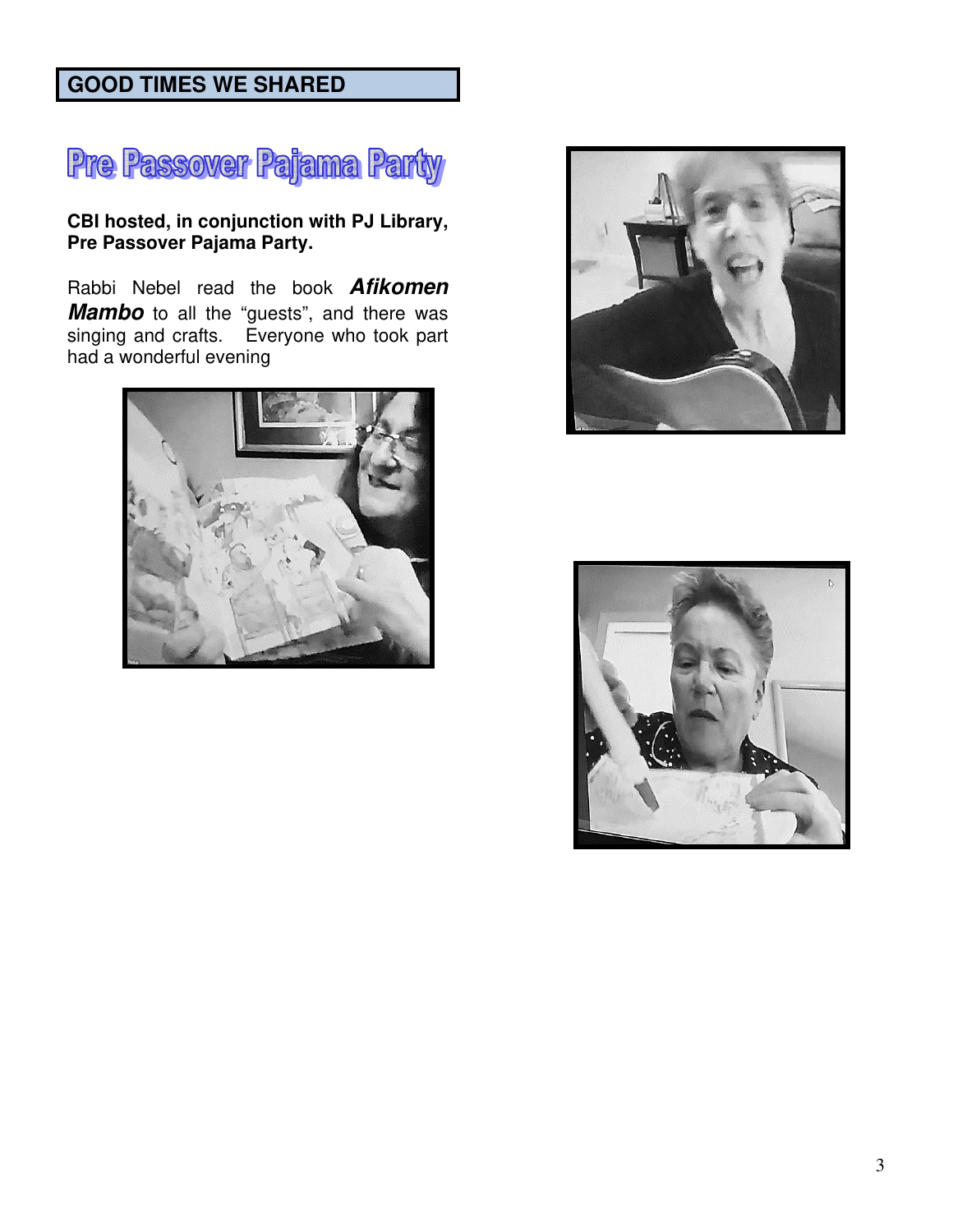## GOOD TIMES WE SHARED

# Pre Passover Pajama Party

**CBI hosted, in conjunction with PJ Library, Pre Passover Pajama Party.**

Rabbi Nebel read the book ***Afikomen Mambo*** to all the "guests", and there was singing and crafts. Everyone who took part had a wonderful evening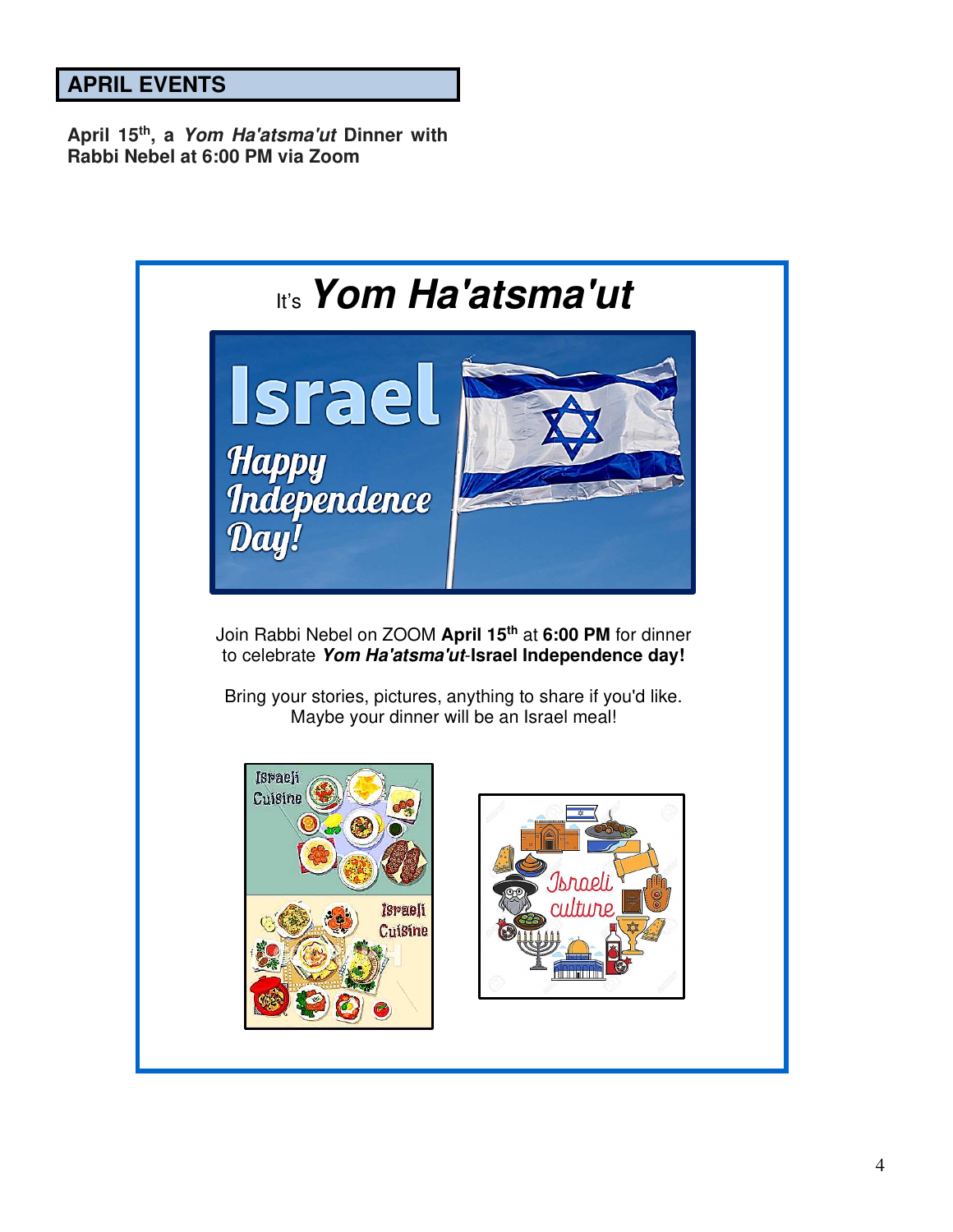## APRIL EVENTS

**April 15th, a *Yom Ha'atsma'ut* Dinner with Rabbi Nebel at 6:00 PM via Zoom**

It's ***Yom Ha'atsma'ut***

Join Rabbi Nebel on ZOOM **April 15th** at **6:00 PM** for dinner to celebrate ***Yom Ha'atsma'ut*-Israel Independence day!**

Bring your stories, pictures, anything to share if you'd like.
Maybe your dinner will be an Israel meal!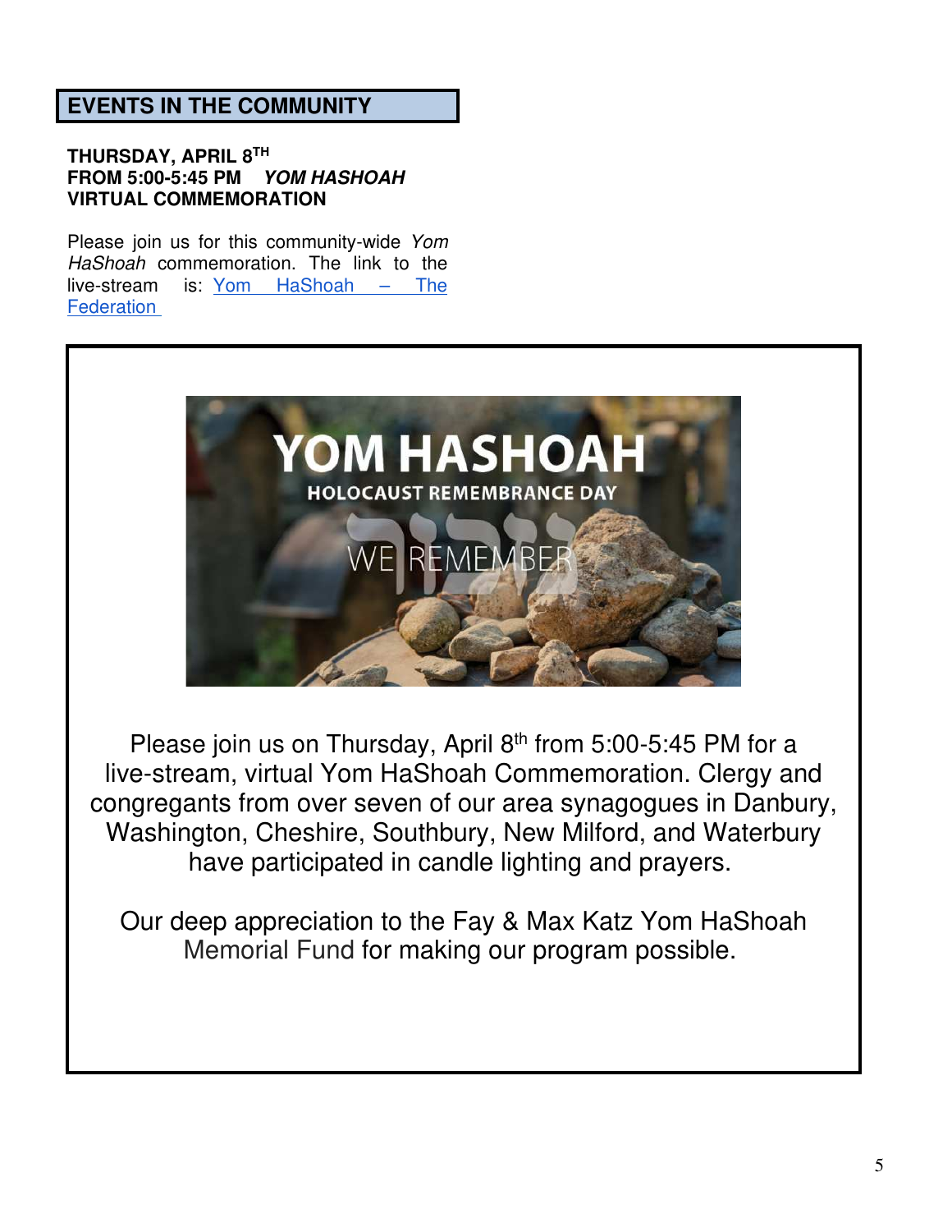## EVENTS IN THE COMMUNITY

**THURSDAY, APRIL 8TH**
**FROM 5:00-5:45 PM** ***YOM HASHOAH***
**VIRTUAL COMMEMORATION**

Please join us for this community-wide *Yom HaShoah* commemoration. The link to the live-stream is: [Yom HaShoah – The Federation]

Please join us on Thursday, April 8th from 5:00-5:45 PM for a live-stream, virtual Yom HaShoah Commemoration. Clergy and congregants from over seven of our area synagogues in Danbury, Washington, Cheshire, Southbury, New Milford, and Waterbury have participated in candle lighting and prayers.

Our deep appreciation to the Fay & Max Katz Yom HaShoah Memorial Fund for making our program possible.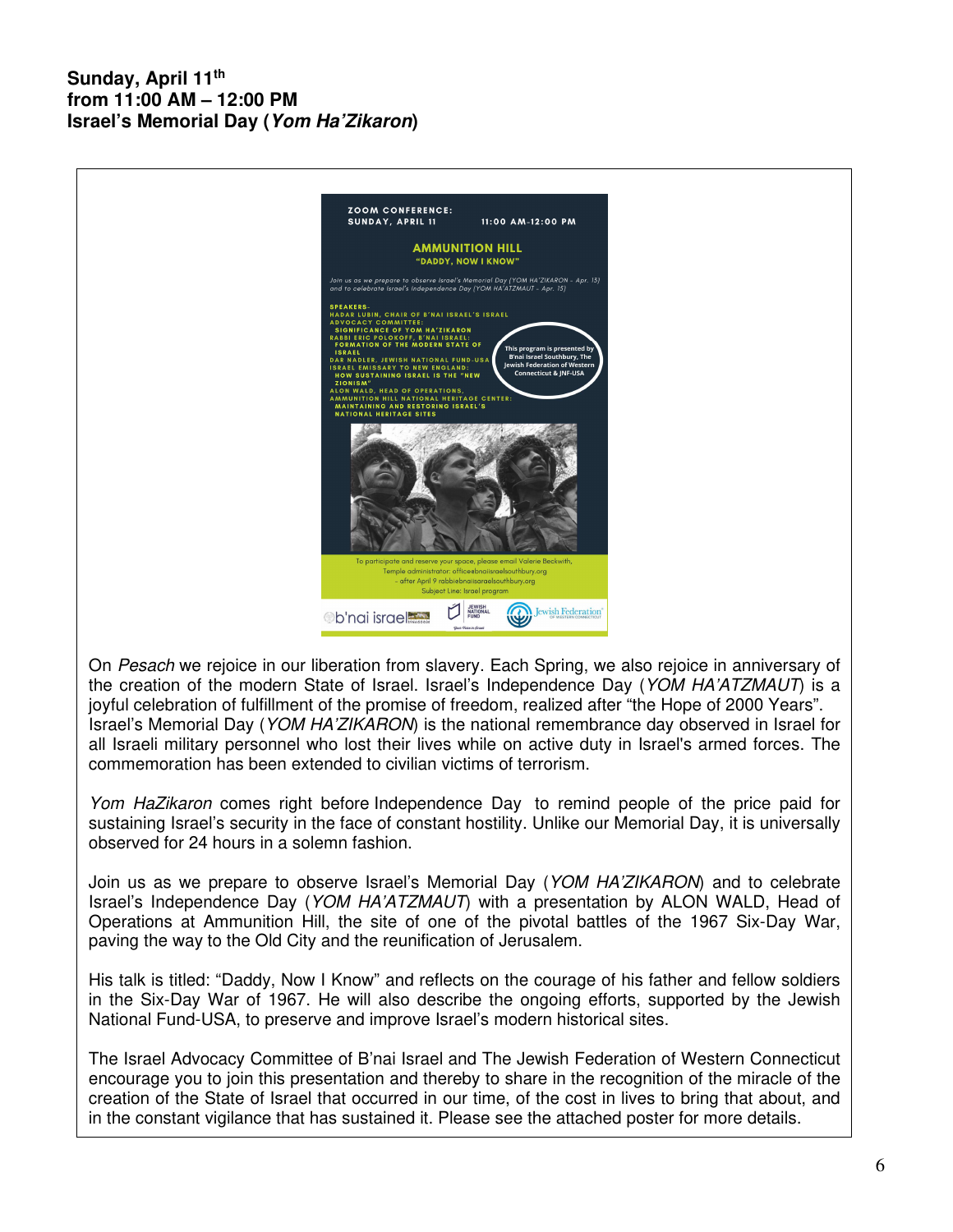**Sunday, April 11th**
**from 11:00 AM – 12:00 PM**
**Israel's Memorial Day (*Yom Ha'Zikaron*)**

ZOOM CONFERENCE:
SUNDAY, APRIL 11 11:00 AM-12:00 PM

**AMMUNITION HILL**
**"DADDY, NOW I KNOW"**

*Join us as we prepare to observe Israel's Memorial Day (YOM HA'ZIKARON - Apr. 13) and to celebrate Israel's Independence Day (YOM HA'ATZMAUT - Apr. 15)*

SPEAKERS-
HADAR LUBIN, CHAIR OF B'NAI ISRAEL'S ISRAEL ADVOCACY COMMITTEE:
SIGNIFICANCE OF YOM HA'ZIKARON
RABBI ERIC POLOKOFF, B'NAI ISRAEL:
FORMATION OF THE MODERN STATE OF ISRAEL
DAR NADLER, JEWISH NATIONAL FUND-USA ISRAEL EMISSARY TO NEW ENGLAND:
HOW SUSTAINING ISRAEL IS THE "NEW ZIONISM"
ALON WALD, HEAD OF OPERATIONS, AMMUNITION HILL NATIONAL HERITAGE CENTER:
MAINTAINING AND RESTORING ISRAEL'S NATIONAL HERITAGE SITES

This program is presented by B'nai Israel Southbury, The Jewish Federation of Western Connecticut & JNF-USA

To participate and reserve your space, please email Valerie Beckwith, Temple administrator: officebnaiisraelsouthbury.org
– after April 9 rabbiebnaiisraelsouthbury.org
Subject Line: Israel program

On *Pesach* we rejoice in our liberation from slavery. Each Spring, we also rejoice in anniversary of the creation of the modern State of Israel. Israel's Independence Day (*YOM HA'ATZMAUT*) is a joyful celebration of fulfillment of the promise of freedom, realized after "the Hope of 2000 Years". Israel's Memorial Day (*YOM HA'ZIKARON*) is the national remembrance day observed in Israel for all Israeli military personnel who lost their lives while on active duty in Israel's armed forces. The commemoration has been extended to civilian victims of terrorism.

*Yom HaZikaron* comes right before Independence Day to remind people of the price paid for sustaining Israel's security in the face of constant hostility. Unlike our Memorial Day, it is universally observed for 24 hours in a solemn fashion.

Join us as we prepare to observe Israel's Memorial Day (*YOM HA'ZIKARON*) and to celebrate Israel's Independence Day (*YOM HA'ATZMAUT*) with a presentation by ALON WALD, Head of Operations at Ammunition Hill, the site of one of the pivotal battles of the 1967 Six-Day War, paving the way to the Old City and the reunification of Jerusalem.

His talk is titled: "Daddy, Now I Know" and reflects on the courage of his father and fellow soldiers in the Six-Day War of 1967. He will also describe the ongoing efforts, supported by the Jewish National Fund-USA, to preserve and improve Israel's modern historical sites.

The Israel Advocacy Committee of B'nai Israel and The Jewish Federation of Western Connecticut encourage you to join this presentation and thereby to share in the recognition of the miracle of the creation of the State of Israel that occurred in our time, of the cost in lives to bring that about, and in the constant vigilance that has sustained it. Please see the attached poster for more details.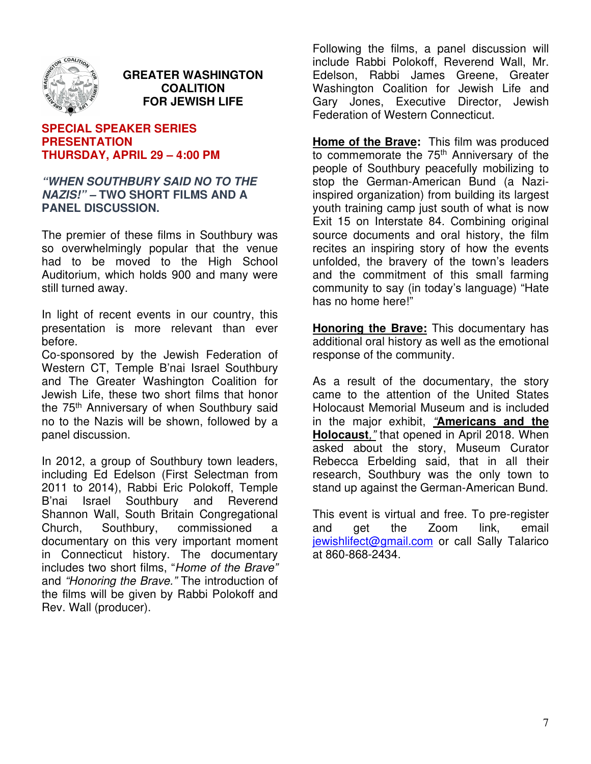## GREATER WASHINGTON COALITION FOR JEWISH LIFE

### SPECIAL SPEAKER SERIES PRESENTATION
### THURSDAY, APRIL 29 – 4:00 PM

***"WHEN SOUTHBURY SAID NO TO THE NAZIS!"*** **– TWO SHORT FILMS AND A PANEL DISCUSSION.**

The premier of these films in Southbury was so overwhelmingly popular that the venue had to be moved to the High School Auditorium, which holds 900 and many were still turned away.

In light of recent events in our country, this presentation is more relevant than ever before.

Co-sponsored by the Jewish Federation of Western CT, Temple B'nai Israel Southbury and The Greater Washington Coalition for Jewish Life, these two short films that honor the 75th Anniversary of when Southbury said no to the Nazis will be shown, followed by a panel discussion.

In 2012, a group of Southbury town leaders, including Ed Edelson (First Selectman from 2011 to 2014), Rabbi Eric Polokoff, Temple B'nai Israel Southbury and Reverend Shannon Wall, South Britain Congregational Church, Southbury, commissioned a documentary on this very important moment in Connecticut history. The documentary includes two short films, "*Home of the Brave"* and *"Honoring the Brave."* The introduction of the films will be given by Rabbi Polokoff and Rev. Wall (producer).

Following the films, a panel discussion will include Rabbi Polokoff, Reverend Wall, Mr. Edelson, Rabbi James Greene, Greater Washington Coalition for Jewish Life and Gary Jones, Executive Director, Jewish Federation of Western Connecticut.

**Home of the Brave:** This film was produced to commemorate the 75th Anniversary of the people of Southbury peacefully mobilizing to stop the German-American Bund (a Nazi-inspired organization) from building its largest youth training camp just south of what is now Exit 15 on Interstate 84. Combining original source documents and oral history, the film recites an inspiring story of how the events unfolded, the bravery of the town's leaders and the commitment of this small farming community to say (in today's language) "Hate has no home here!"

**Honoring the Brave:** This documentary has additional oral history as well as the emotional response of the community.

As a result of the documentary, the story came to the attention of the United States Holocaust Memorial Museum and is included in the major exhibit, *"***Americans and the Holocaust***,"* that opened in April 2018. When asked about the story, Museum Curator Rebecca Erbelding said, that in all their research, Southbury was the only town to stand up against the German-American Bund.

This event is virtual and free. To pre-register and get the Zoom link, email jewishlifect@gmail.com or call Sally Talarico at 860-868-2434.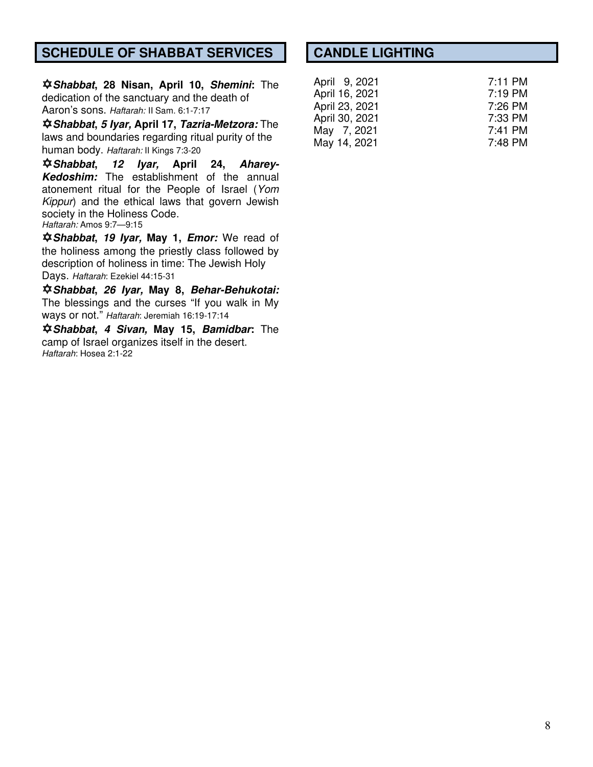## SCHEDULE OF SHABBAT SERVICES

✡***Shabbat*, 28 Nisan, April 10, *Shemini*:** The dedication of the sanctuary and the death of Aaron's sons. *Haftarah:* II Sam. 6:1-7:17

✡***Shabbat*, *5 Iyar,* April 17, *Tazria-Metzora:*** The laws and boundaries regarding ritual purity of the human body. *Haftarah:* II Kings 7:3-20

✡***Shabbat*, *12 Iyar,* April 24, *Aharey-Kedoshim:*** The establishment of the annual atonement ritual for the People of Israel (*Yom Kippur*) and the ethical laws that govern Jewish society in the Holiness Code.
*Haftarah:* Amos 9:7—9:15

✡***Shabbat*, *19 Iyar,* May 1, *Emor:*** We read of the holiness among the priestly class followed by description of holiness in time: The Jewish Holy Days. *Haftarah*: Ezekiel 44:15-31

✡***Shabbat*, *26 Iyar,* May 8, *Behar-Behukotai:*** The blessings and the curses "If you walk in My ways or not." *Haftarah*: Jeremiah 16:19-17:14

✡***Shabbat*, *4 Sivan,* May 15, *Bamidbar*:** The camp of Israel organizes itself in the desert.
*Haftarah*: Hosea 2:1-22

## CANDLE LIGHTING

| | |
|---|---|
| April 9, 2021 | 7:11 PM |
| April 16, 2021 | 7:19 PM |
| April 23, 2021 | 7:26 PM |
| April 30, 2021 | 7:33 PM |
| May 7, 2021 | 7:41 PM |
| May 14, 2021 | 7:48 PM |